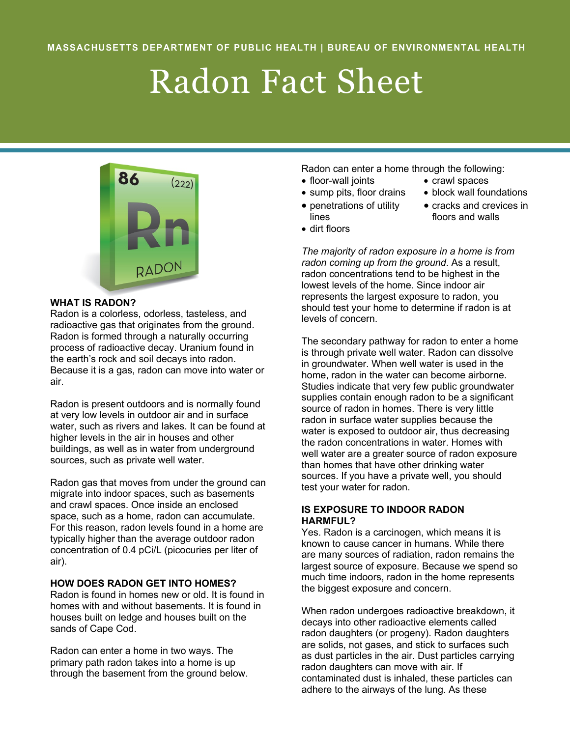MASSACHUSETTS DEPARTMENT OF PUBLIC HEALTH | BUREAU OF ENVIRONMENTAL HEALTH

# Radon Fact Sheet

### WHAT IS RADON?

Radon is a colorless, odorless, tasteless, and radioactive gas that originates from the ground. Radon is formed through a naturally occurring process of radioactive decay. Uranium found in the earth's rock and soil decays into radon. Because it is a gas, radon can move into water or air.

Radon is present outdoors and is normally found at very low levels in outdoor air and in surface water, such as rivers and lakes. It can be found at higher levels in the air in houses and other buildings, as well as in water from underground sources, such as private well water.

Radon gas that moves from under the ground can migrate into indoor spaces, such as basements and crawl spaces. Once inside an enclosed space, such as a home, radon can accumulate. For this reason, radon levels found in a home are typically higher than the average outdoor radon concentration of 0.4 pCi/L (picocuries per liter of air).

### HOW DOES RADON GET INTO HOMES?

Radon is found in homes new or old. It is found in homes with and without basements. It is found in houses built on ledge and houses built on the sands of Cape Cod.

Radon can enter a home in two ways. The primary path radon takes into a home is up through the basement from the ground below. Radon can enter a home through the following:

- floor-wall joints
- sump pits, floor drains
- penetrations of utility lines
- dirt floors
- crawl spaces
- block wall foundations
- cracks and crevices in floors and walls

*The majority of radon exposure in a home is from radon coming up from the ground.* As a result, radon concentrations tend to be highest in the lowest levels of the home. Since indoor air represents the largest exposure to radon, you should test your home to determine if radon is at levels of concern.

The secondary pathway for radon to enter a home is through private well water. Radon can dissolve in groundwater. When well water is used in the home, radon in the water can become airborne. Studies indicate that very few public groundwater supplies contain enough radon to be a significant source of radon in homes. There is very little radon in surface water supplies because the water is exposed to outdoor air, thus decreasing the radon concentrations in water. Homes with well water are a greater source of radon exposure than homes that have other drinking water sources. If you have a private well, you should test your water for radon.

### IS EXPOSURE TO INDOOR RADON HARMFUL?

Yes. Radon is a carcinogen, which means it is known to cause cancer in humans. While there are many sources of radiation, radon remains the largest source of exposure. Because we spend so much time indoors, radon in the home represents the biggest exposure and concern.

When radon undergoes radioactive breakdown, it decays into other radioactive elements called radon daughters (or progeny). Radon daughters are solids, not gases, and stick to surfaces such as dust particles in the air. Dust particles carrying radon daughters can move with air. If contaminated dust is inhaled, these particles can adhere to the airways of the lung. As these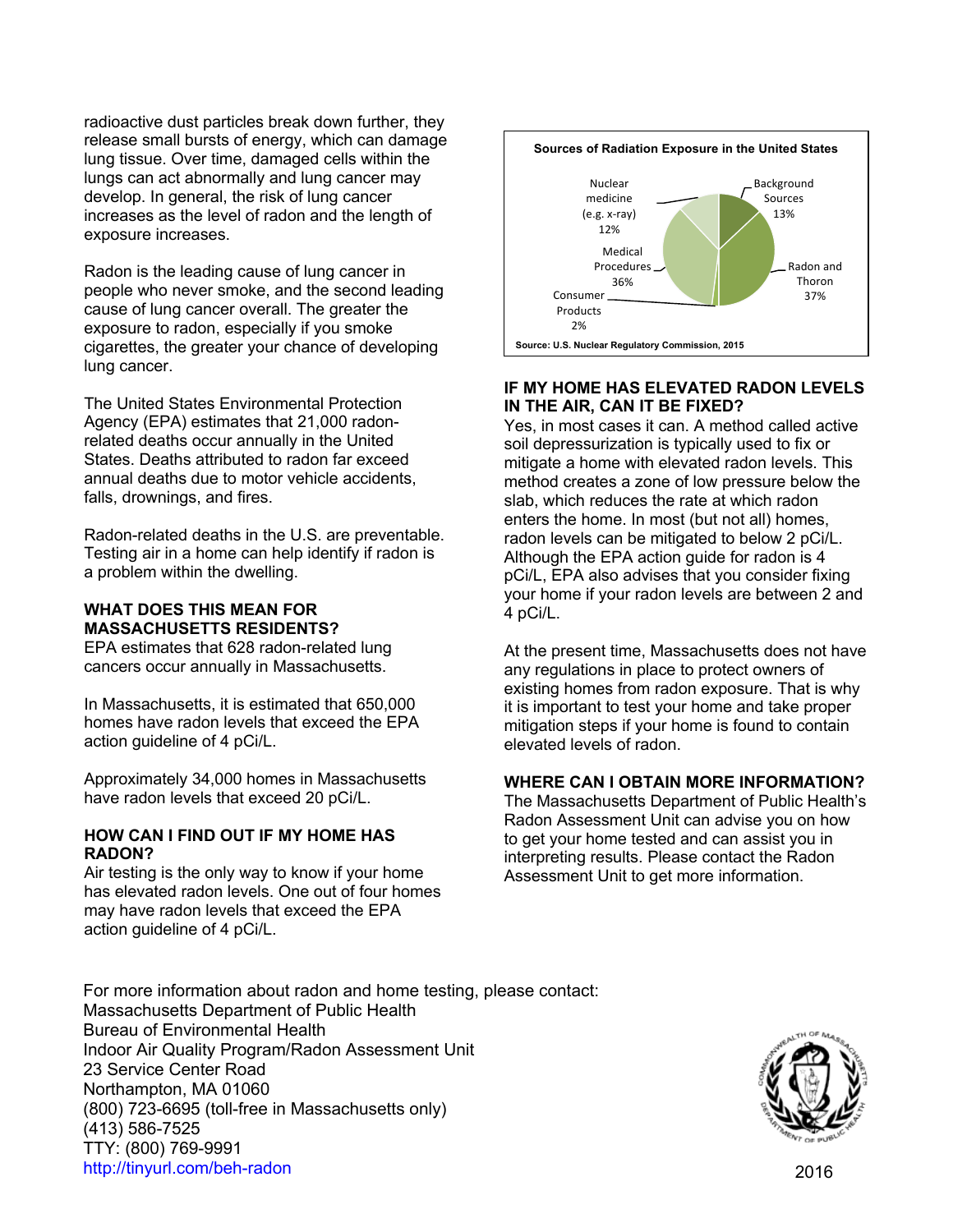radioactive dust particles break down further, they release small bursts of energy, which can damage lung tissue. Over time, damaged cells within the lungs can act abnormally and lung cancer may develop. In general, the risk of lung cancer increases as the level of radon and the length of exposure increases.

Radon is the leading cause of lung cancer in people who never smoke, and the second leading cause of lung cancer overall. The greater the exposure to radon, especially if you smoke cigarettes, the greater your chance of developing lung cancer.

The United States Environmental Protection Agency (EPA) estimates that 21,000 radon-related deaths occur annually in the United States. Deaths attributed to radon far exceed annual deaths due to motor vehicle accidents, falls, drownings, and fires.

Radon-related deaths in the U.S. are preventable. Testing air in a home can help identify if radon is a problem within the dwelling.

## WHAT DOES THIS MEAN FOR MASSACHUSETTS RESIDENTS?

EPA estimates that 628 radon-related lung cancers occur annually in Massachusetts.

In Massachusetts, it is estimated that 650,000 homes have radon levels that exceed the EPA action guideline of 4 pCi/L.

Approximately 34,000 homes in Massachusetts have radon levels that exceed 20 pCi/L.

## HOW CAN I FIND OUT IF MY HOME HAS RADON?

Air testing is the only way to know if your home has elevated radon levels. One out of four homes may have radon levels that exceed the EPA action guideline of 4 pCi/L.

**Sources of Radiation Exposure in the United States**

Nuclear medicine (e.g. x-ray) 12%

Background Sources 13%

Medical Procedures 36%

Radon and Thoron 37%

Consumer Products 2%

**Source: U.S. Nuclear Regulatory Commission, 2015**

## IF MY HOME HAS ELEVATED RADON LEVELS IN THE AIR, CAN IT BE FIXED?

Yes, in most cases it can. A method called active soil depressurization is typically used to fix or mitigate a home with elevated radon levels. This method creates a zone of low pressure below the slab, which reduces the rate at which radon enters the home. In most (but not all) homes, radon levels can be mitigated to below 2 pCi/L. Although the EPA action guide for radon is 4 pCi/L, EPA also advises that you consider fixing your home if your radon levels are between 2 and 4 pCi/L.

At the present time, Massachusetts does not have any regulations in place to protect owners of existing homes from radon exposure. That is why it is important to test your home and take proper mitigation steps if your home is found to contain elevated levels of radon.

## WHERE CAN I OBTAIN MORE INFORMATION?

The Massachusetts Department of Public Health's Radon Assessment Unit can advise you on how to get your home tested and can assist you in interpreting results. Please contact the Radon Assessment Unit to get more information.

For more information about radon and home testing, please contact:
Massachusetts Department of Public Health
Bureau of Environmental Health
Indoor Air Quality Program/Radon Assessment Unit
23 Service Center Road
Northampton, MA 01060
(800) 723-6695 (toll-free in Massachusetts only)
(413) 586-7525
TTY: (800) 769-9991
http://tinyurl.com/beh-radon

2016